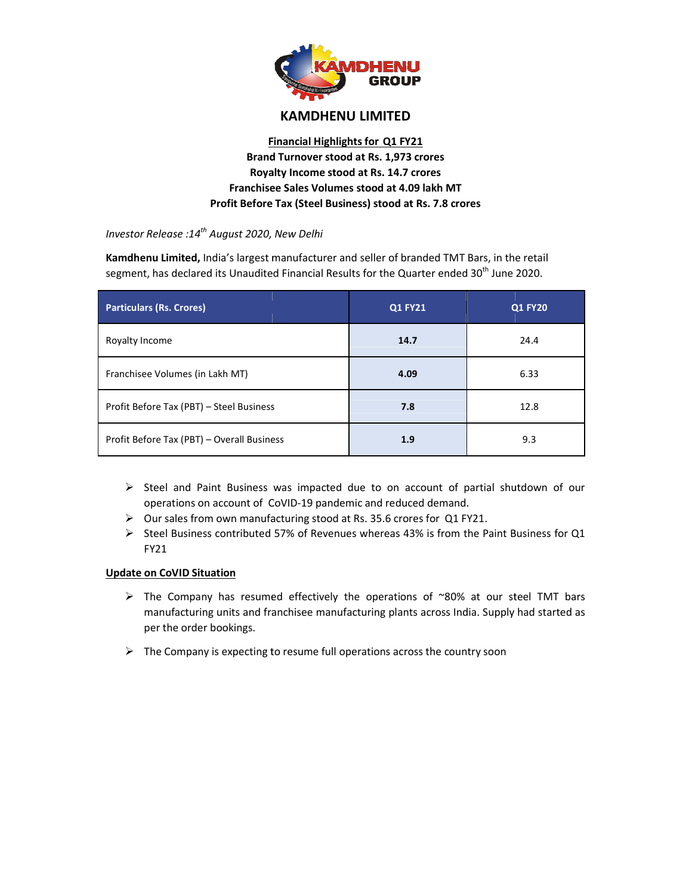# KAMDHENU LIMITED

**Financial Highlights for Q1 FY21**
**Brand Turnover stood at Rs. 1,973 crores**
**Royalty Income stood at Rs. 14.7 crores**
**Franchisee Sales Volumes stood at 4.09 lakh MT**
**Profit Before Tax (Steel Business) stood at Rs. 7.8 crores**

*Investor Release :14th August 2020, New Delhi*

**Kamdhenu Limited,** India's largest manufacturer and seller of branded TMT Bars, in the retail segment, has declared its Unaudited Financial Results for the Quarter ended 30th June 2020.

| Particulars (Rs. Crores) | Q1 FY21 | Q1 FY20 |
|---|---|---|
| Royalty Income | **14.7** | 24.4 |
| Franchisee Volumes (in Lakh MT) | **4.09** | 6.33 |
| Profit Before Tax (PBT) – Steel Business | **7.8** | 12.8 |
| Profit Before Tax (PBT) – Overall Business | **1.9** | 9.3 |

- Steel and Paint Business was impacted due to on account of partial shutdown of our operations on account of CoVID-19 pandemic and reduced demand.
- Our sales from own manufacturing stood at Rs. 35.6 crores for Q1 FY21.
- Steel Business contributed 57% of Revenues whereas 43% is from the Paint Business for Q1 FY21

## Update on CoVID Situation

- The Company has resumed effectively the operations of ~80% at our steel TMT bars manufacturing units and franchisee manufacturing plants across India. Supply had started as per the order bookings.
- The Company is expecting to resume full operations across the country soon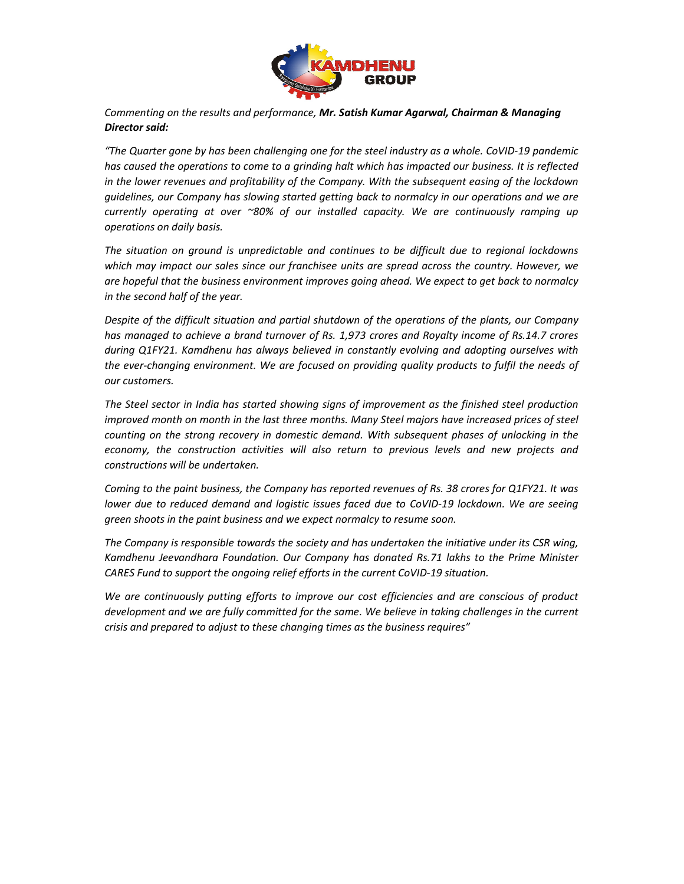*Commenting on the results and performance, **Mr. Satish Kumar Agarwal, Chairman & Managing Director said:***

*"The Quarter gone by has been challenging one for the steel industry as a whole. CoVID-19 pandemic has caused the operations to come to a grinding halt which has impacted our business. It is reflected in the lower revenues and profitability of the Company. With the subsequent easing of the lockdown guidelines, our Company has slowing started getting back to normalcy in our operations and we are currently operating at over ~80% of our installed capacity. We are continuously ramping up operations on daily basis.*

*The situation on ground is unpredictable and continues to be difficult due to regional lockdowns which may impact our sales since our franchisee units are spread across the country. However, we are hopeful that the business environment improves going ahead. We expect to get back to normalcy in the second half of the year.*

*Despite of the difficult situation and partial shutdown of the operations of the plants, our Company has managed to achieve a brand turnover of Rs. 1,973 crores and Royalty income of Rs.14.7 crores during Q1FY21. Kamdhenu has always believed in constantly evolving and adopting ourselves with the ever-changing environment. We are focused on providing quality products to fulfil the needs of our customers.*

*The Steel sector in India has started showing signs of improvement as the finished steel production improved month on month in the last three months. Many Steel majors have increased prices of steel counting on the strong recovery in domestic demand. With subsequent phases of unlocking in the economy, the construction activities will also return to previous levels and new projects and constructions will be undertaken.*

*Coming to the paint business, the Company has reported revenues of Rs. 38 crores for Q1FY21. It was lower due to reduced demand and logistic issues faced due to CoVID-19 lockdown. We are seeing green shoots in the paint business and we expect normalcy to resume soon.*

*The Company is responsible towards the society and has undertaken the initiative under its CSR wing, Kamdhenu Jeevandhara Foundation. Our Company has donated Rs.71 lakhs to the Prime Minister CARES Fund to support the ongoing relief efforts in the current CoVID-19 situation.*

*We are continuously putting efforts to improve our cost efficiencies and are conscious of product development and we are fully committed for the same. We believe in taking challenges in the current crisis and prepared to adjust to these changing times as the business requires"*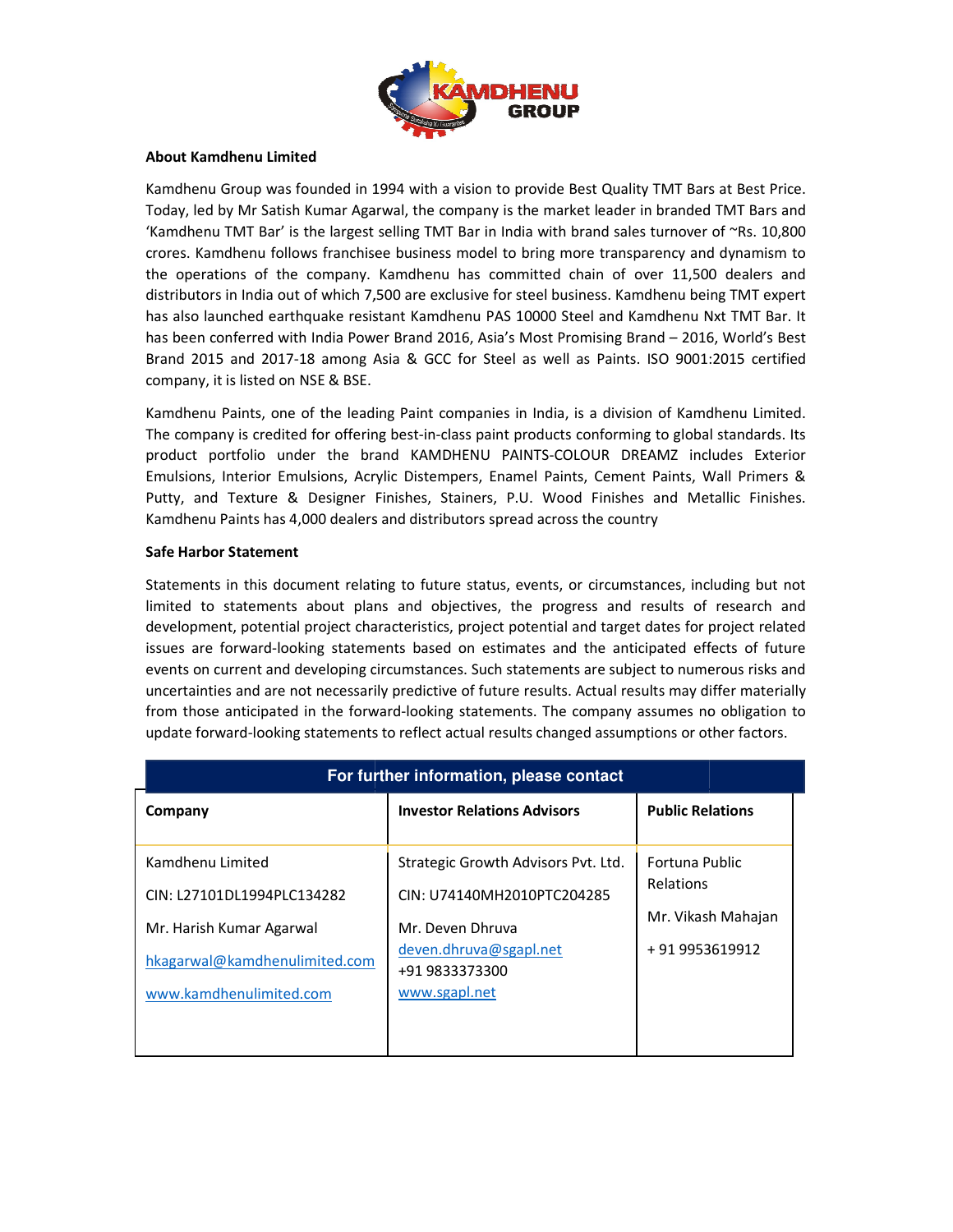### About Kamdhenu Limited

Kamdhenu Group was founded in 1994 with a vision to provide Best Quality TMT Bars at Best Price. Today, led by Mr Satish Kumar Agarwal, the company is the market leader in branded TMT Bars and 'Kamdhenu TMT Bar' is the largest selling TMT Bar in India with brand sales turnover of ~Rs. 10,800 crores. Kamdhenu follows franchisee business model to bring more transparency and dynamism to the operations of the company. Kamdhenu has committed chain of over 11,500 dealers and distributors in India out of which 7,500 are exclusive for steel business. Kamdhenu being TMT expert has also launched earthquake resistant Kamdhenu PAS 10000 Steel and Kamdhenu Nxt TMT Bar. It has been conferred with India Power Brand 2016, Asia's Most Promising Brand – 2016, World's Best Brand 2015 and 2017-18 among Asia & GCC for Steel as well as Paints. ISO 9001:2015 certified company, it is listed on NSE & BSE.

Kamdhenu Paints, one of the leading Paint companies in India, is a division of Kamdhenu Limited. The company is credited for offering best-in-class paint products conforming to global standards. Its product portfolio under the brand KAMDHENU PAINTS-COLOUR DREAMZ includes Exterior Emulsions, Interior Emulsions, Acrylic Distempers, Enamel Paints, Cement Paints, Wall Primers & Putty, and Texture & Designer Finishes, Stainers, P.U. Wood Finishes and Metallic Finishes. Kamdhenu Paints has 4,000 dealers and distributors spread across the country

### Safe Harbor Statement

Statements in this document relating to future status, events, or circumstances, including but not limited to statements about plans and objectives, the progress and results of research and development, potential project characteristics, project potential and target dates for project related issues are forward-looking statements based on estimates and the anticipated effects of future events on current and developing circumstances. Such statements are subject to numerous risks and uncertainties and are not necessarily predictive of future results. Actual results may differ materially from those anticipated in the forward-looking statements. The company assumes no obligation to update forward-looking statements to reflect actual results changed assumptions or other factors.

**For further information, please contact**

| **Company** | **Investor Relations Advisors** | **Public Relations** |
|---|---|---|
| Kamdhenu Limited<br>CIN: L27101DL1994PLC134282<br>Mr. Harish Kumar Agarwal<br>hkagarwal@kamdhenulimited.com<br>www.kamdhenulimited.com | Strategic Growth Advisors Pvt. Ltd.<br>CIN: U74140MH2010PTC204285<br>Mr. Deven Dhruva<br>deven.dhruva@sgapl.net<br>+91 9833373300<br>www.sgapl.net | Fortuna Public Relations<br>Mr. Vikash Mahajan<br>+ 91 9953619912 |